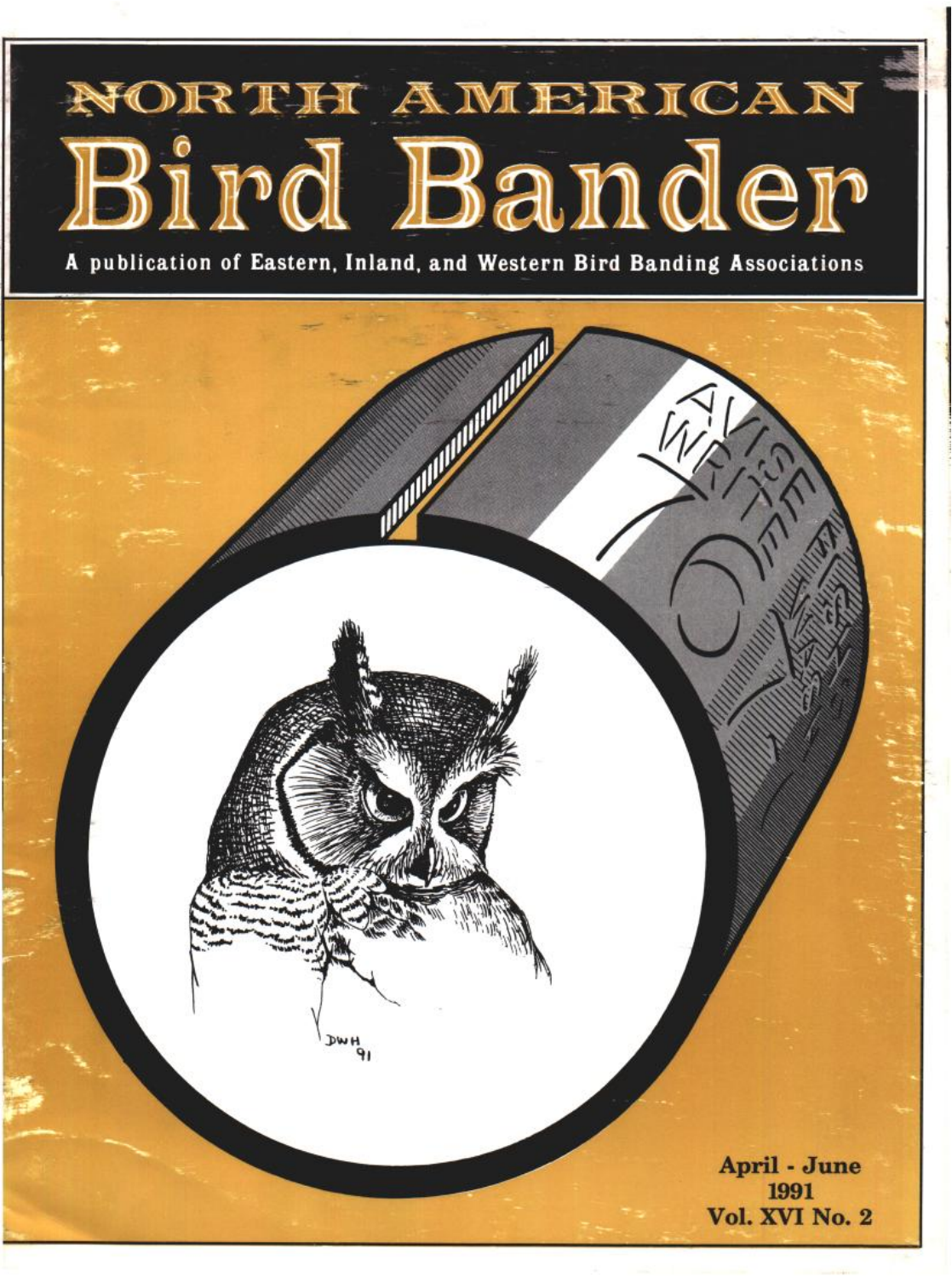# NORTH AMERICAN
# Bird Bander

A publication of Eastern, Inland, and Western Bird Banding Associations

April - June
1991
Vol. XVI No. 2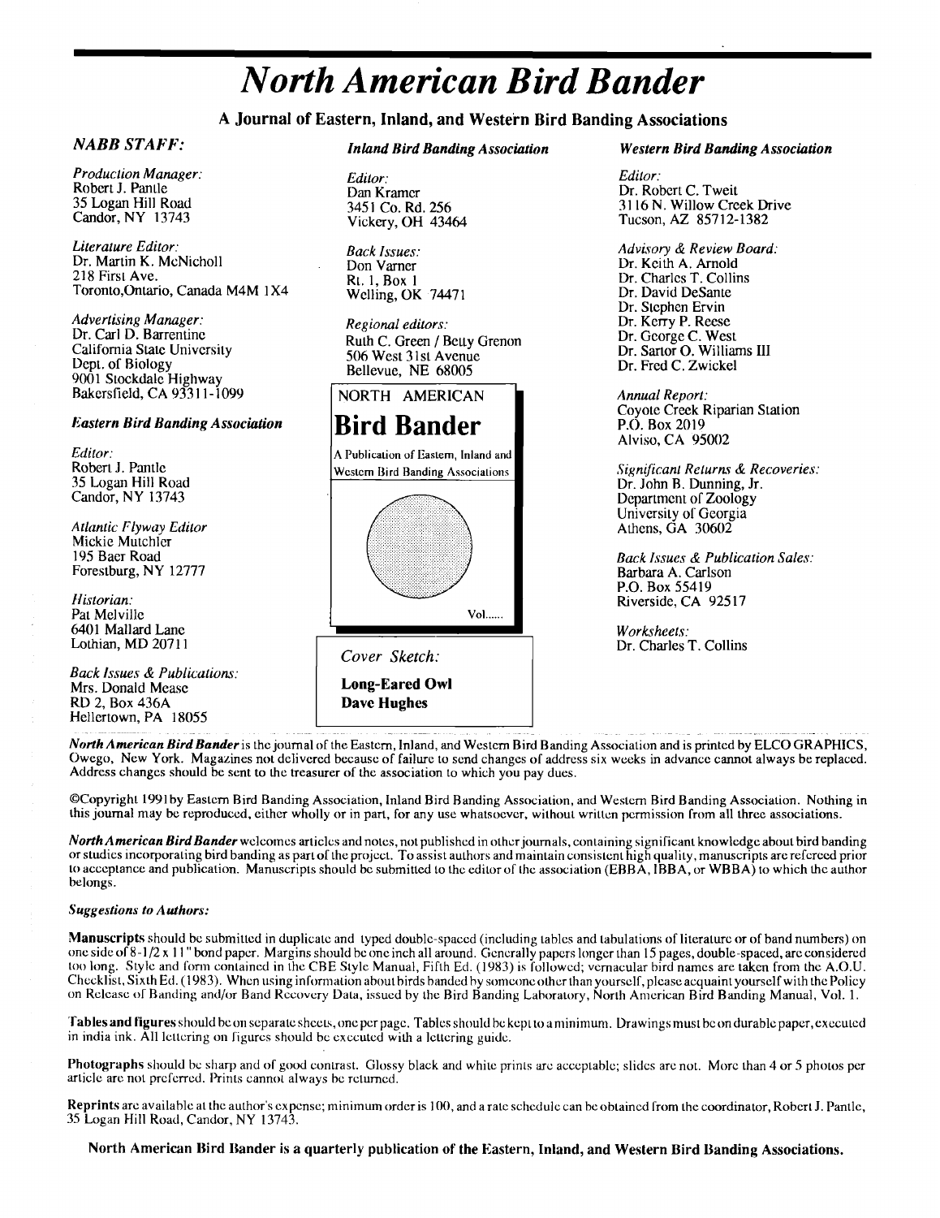# North American Bird Bander

**A Journal of Eastern, Inland, and Western Bird Banding Associations**

### *NABB STAFF:*

*Production Manager:*
Robert J. Pantle
35 Logan Hill Road
Candor, NY 13743

*Literature Editor:*
Dr. Martin K. McNicholl
218 First Ave.
Toronto,Ontario, Canada M4M 1X4

*Advertising Manager:*
Dr. Carl D. Barrentine
California State University
Dept. of Biology
9001 Stockdale Highway
Bakersfield, CA 93311-1099

### *Eastern Bird Banding Association*

*Editor:*
Robert J. Pantle
35 Logan Hill Road
Candor, NY 13743

*Atlantic Flyway Editor*
Mickie Mutchler
195 Baer Road
Forestburg, NY 12777

*Historian:*
Pat Melville
6401 Mallard Lane
Lothian, MD 20711

*Back Issues & Publications:*
Mrs. Donald Mease
RD 2, Box 436A
Hellertown, PA 18055

### *Inland Bird Banding Association*

*Editor:*
Dan Kramer
3451 Co. Rd. 256
Vickery, OH 43464

*Back Issues:*
Don Varner
Rt. 1, Box 1
Welling, OK 74471

*Regional editors:*
Ruth C. Green / Betty Grenon
506 West 31st Avenue
Bellevue, NE 68005

NORTH AMERICAN
**Bird Bander**
A Publication of Eastern, Inland and Western Bird Banding Associations

Vol......

*Cover Sketch:*

**Long-Eared Owl**
**Dave Hughes**

### *Western Bird Banding Association*

*Editor:*
Dr. Robert C. Tweit
3116 N. Willow Creek Drive
Tucson, AZ 85712-1382

*Advisory & Review Board:*
Dr. Keith A. Arnold
Dr. Charles T. Collins
Dr. David DeSante
Dr. Stephen Ervin
Dr. Kerry P. Reese
Dr. George C. West
Dr. Sartor O. Williams III
Dr. Fred C. Zwickel

*Annual Report:*
Coyote Creek Riparian Station
P.O. Box 2019
Alviso, CA 95002

*Significant Returns & Recoveries:*
Dr. John B. Dunning, Jr.
Department of Zoology
University of Georgia
Athens, GA 30602

*Back Issues & Publication Sales:*
Barbara A. Carlson
P.O. Box 55419
Riverside, CA 92517

*Worksheets:*
Dr. Charles T. Collins

***North American Bird Bander*** is the journal of the Eastern, Inland, and Western Bird Banding Association and is printed by ELCO GRAPHICS, Owego, New York. Magazines not delivered because of failure to send changes of address six weeks in advance cannot always be replaced. Address changes should be sent to the treasurer of the association to which you pay dues.

©Copyright 1991by Eastern Bird Banding Association, Inland Bird Banding Association, and Western Bird Banding Association. Nothing in this journal may be reproduced, either wholly or in part, for any use whatsoever, without written permission from all three associations.

***North American Bird Bander*** welcomes articles and notes, not published in other journals, containing significant knowledge about bird banding or studies incorporating bird banding as part of the project. To assist authors and maintain consistent high quality, manuscripts are refereed prior to acceptance and publication. Manuscripts should be submitted to the editor of the association (EBBA, IBBA, or WBBA) to which the author belongs.

### *Suggestions to Authors:*

**Manuscripts** should be submitted in duplicate and typed double-spaced (including tables and tabulations of literature or of band numbers) on one side of 8-1/2 x 11" bond paper. Margins should be one inch all around. Generally papers longer than 15 pages, double-spaced, are considered too long. Style and form contained in the CBE Style Manual, Fifth Ed. (1983) is followed; vernacular bird names are taken from the A.O.U. Checklist, Sixth Ed. (1983). When using information about birds banded by someone other than yourself, please acquaint yourself with the Policy on Release of Banding and/or Band Recovery Data, issued by the Bird Banding Laboratory, North American Bird Banding Manual, Vol. 1.

**Tables and figures** should be on separate sheets, one per page. Tables should be kept to a minimum. Drawings must be on durable paper, executed in india ink. All lettering on figures should be executed with a lettering guide.

**Photographs** should be sharp and of good contrast. Glossy black and white prints are acceptable; slides are not. More than 4 or 5 photos per article are not preferred. Prints cannot always be returned.

**Reprints** are available at the author's expense; minimum order is 100, and a rate schedule can be obtained from the coordinator, Robert J. Pantle, 35 Logan Hill Road, Candor, NY 13743.

**North American Bird Bander is a quarterly publication of the Eastern, Inland, and Western Bird Banding Associations.**